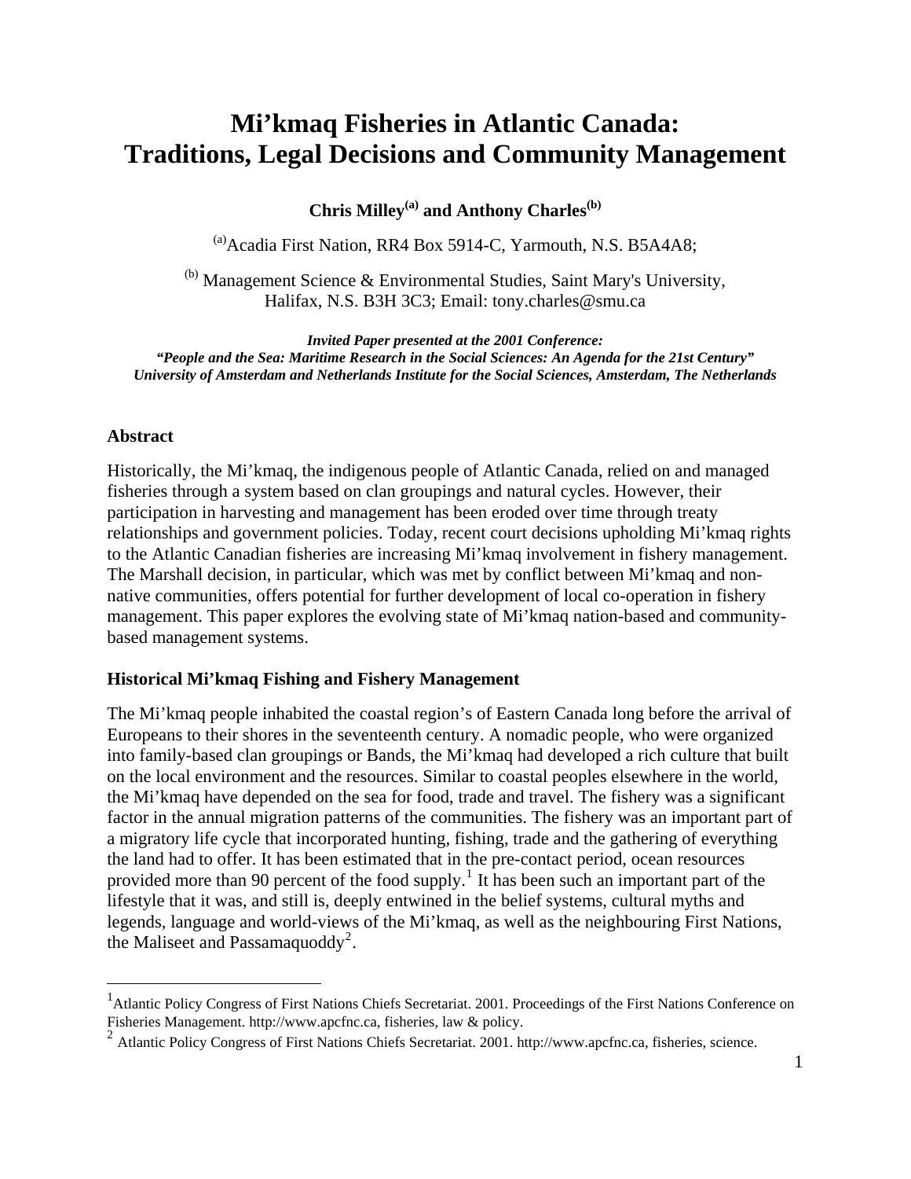# Mi'kmaq Fisheries in Atlantic Canada: Traditions, Legal Decisions and Community Management

**Chris Milley[(a)] and Anthony Charles[(b)]**

[(a)]Acadia First Nation, RR4 Box 5914-C, Yarmouth, N.S. B5A4A8;

[(b)] Management Science & Environmental Studies, Saint Mary's University, Halifax, N.S. B3H 3C3; Email: tony.charles@smu.ca

***Invited Paper presented at the 2001 Conference:***
***"People and the Sea: Maritime Research in the Social Sciences: An Agenda for the 21st Century"***
***University of Amsterdam and Netherlands Institute for the Social Sciences, Amsterdam, The Netherlands***

### Abstract

Historically, the Mi'kmaq, the indigenous people of Atlantic Canada, relied on and managed fisheries through a system based on clan groupings and natural cycles. However, their participation in harvesting and management has been eroded over time through treaty relationships and government policies. Today, recent court decisions upholding Mi'kmaq rights to the Atlantic Canadian fisheries are increasing Mi'kmaq involvement in fishery management. The Marshall decision, in particular, which was met by conflict between Mi'kmaq and non-native communities, offers potential for further development of local co-operation in fishery management. This paper explores the evolving state of Mi'kmaq nation-based and community-based management systems.

### Historical Mi'kmaq Fishing and Fishery Management

The Mi'kmaq people inhabited the coastal region's of Eastern Canada long before the arrival of Europeans to their shores in the seventeenth century. A nomadic people, who were organized into family-based clan groupings or Bands, the Mi'kmaq had developed a rich culture that built on the local environment and the resources. Similar to coastal peoples elsewhere in the world, the Mi'kmaq have depended on the sea for food, trade and travel. The fishery was a significant factor in the annual migration patterns of the communities. The fishery was an important part of a migratory life cycle that incorporated hunting, fishing, trade and the gathering of everything the land had to offer. It has been estimated that in the pre-contact period, ocean resources provided more than 90 percent of the food supply.[1] It has been such an important part of the lifestyle that it was, and still is, deeply entwined in the belief systems, cultural myths and legends, language and world-views of the Mi'kmaq, as well as the neighbouring First Nations, the Maliseet and Passamaquoddy[2].

---

[1]Atlantic Policy Congress of First Nations Chiefs Secretariat. 2001. Proceedings of the First Nations Conference on Fisheries Management. http://www.apcfnc.ca, fisheries, law & policy.

[2] Atlantic Policy Congress of First Nations Chiefs Secretariat. 2001. http://www.apcfnc.ca, fisheries, science.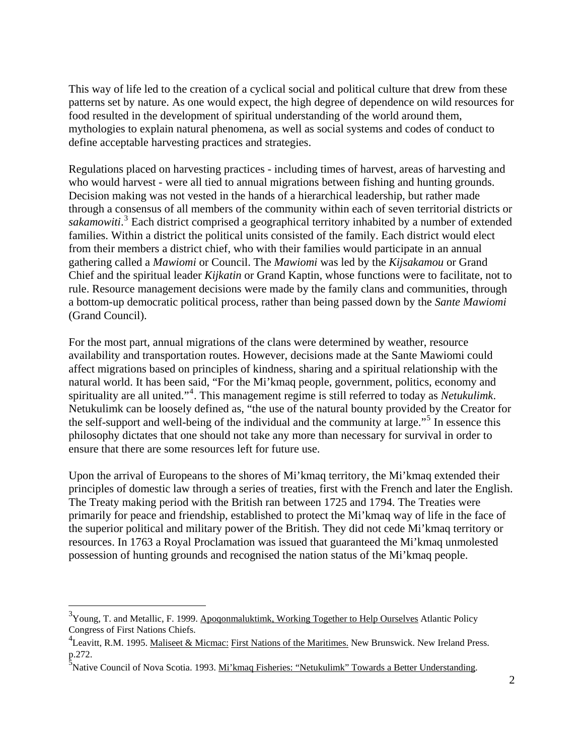This way of life led to the creation of a cyclical social and political culture that drew from these patterns set by nature. As one would expect, the high degree of dependence on wild resources for food resulted in the development of spiritual understanding of the world around them, mythologies to explain natural phenomena, as well as social systems and codes of conduct to define acceptable harvesting practices and strategies.

Regulations placed on harvesting practices - including times of harvest, areas of harvesting and who would harvest - were all tied to annual migrations between fishing and hunting grounds. Decision making was not vested in the hands of a hierarchical leadership, but rather made through a consensus of all members of the community within each of seven territorial districts or *sakamowiti*.[3] Each district comprised a geographical territory inhabited by a number of extended families. Within a district the political units consisted of the family. Each district would elect from their members a district chief, who with their families would participate in an annual gathering called a *Mawiomi* or Council. The *Mawiomi* was led by the *Kijsakamou* or Grand Chief and the spiritual leader *Kijkatin* or Grand Kaptin, whose functions were to facilitate, not to rule. Resource management decisions were made by the family clans and communities, through a bottom-up democratic political process, rather than being passed down by the *Sante Mawiomi* (Grand Council).

For the most part, annual migrations of the clans were determined by weather, resource availability and transportation routes. However, decisions made at the Sante Mawiomi could affect migrations based on principles of kindness, sharing and a spiritual relationship with the natural world. It has been said, "For the Mi'kmaq people, government, politics, economy and spirituality are all united."[4]. This management regime is still referred to today as *Netukulimk*. Netukulimk can be loosely defined as, "the use of the natural bounty provided by the Creator for the self-support and well-being of the individual and the community at large."[5] In essence this philosophy dictates that one should not take any more than necessary for survival in order to ensure that there are some resources left for future use.

Upon the arrival of Europeans to the shores of Mi'kmaq territory, the Mi'kmaq extended their principles of domestic law through a series of treaties, first with the French and later the English. The Treaty making period with the British ran between 1725 and 1794. The Treaties were primarily for peace and friendship, established to protect the Mi'kmaq way of life in the face of the superior political and military power of the British. They did not cede Mi'kmaq territory or resources. In 1763 a Royal Proclamation was issued that guaranteed the Mi'kmaq unmolested possession of hunting grounds and recognised the nation status of the Mi'kmaq people.

---

[3] Young, T. and Metallic, F. 1999. Apoqonmaluktimk, Working Together to Help Ourselves Atlantic Policy Congress of First Nations Chiefs.

[4] Leavitt, R.M. 1995. Maliseet & Micmac: First Nations of the Maritimes. New Brunswick. New Ireland Press. p.272.

[5] Native Council of Nova Scotia. 1993. Mi'kmaq Fisheries: "Netukulimk" Towards a Better Understanding.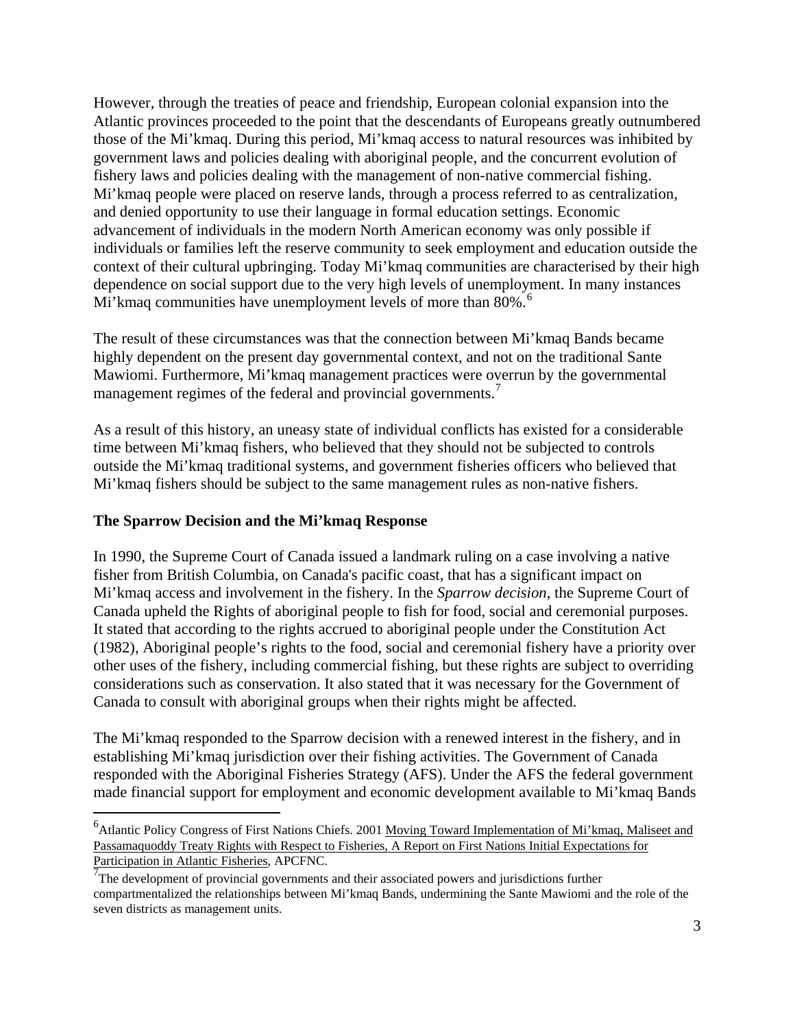However, through the treaties of peace and friendship, European colonial expansion into the Atlantic provinces proceeded to the point that the descendants of Europeans greatly outnumbered those of the Mi'kmaq. During this period, Mi'kmaq access to natural resources was inhibited by government laws and policies dealing with aboriginal people, and the concurrent evolution of fishery laws and policies dealing with the management of non-native commercial fishing. Mi'kmaq people were placed on reserve lands, through a process referred to as centralization, and denied opportunity to use their language in formal education settings. Economic advancement of individuals in the modern North American economy was only possible if individuals or families left the reserve community to seek employment and education outside the context of their cultural upbringing. Today Mi'kmaq communities are characterised by their high dependence on social support due to the very high levels of unemployment. In many instances Mi'kmaq communities have unemployment levels of more than 80%.[6]

The result of these circumstances was that the connection between Mi'kmaq Bands became highly dependent on the present day governmental context, and not on the traditional Sante Mawiomi. Furthermore, Mi'kmaq management practices were overrun by the governmental management regimes of the federal and provincial governments.[7]

As a result of this history, an uneasy state of individual conflicts has existed for a considerable time between Mi'kmaq fishers, who believed that they should not be subjected to controls outside the Mi'kmaq traditional systems, and government fisheries officers who believed that Mi'kmaq fishers should be subject to the same management rules as non-native fishers.

**The Sparrow Decision and the Mi'kmaq Response**

In 1990, the Supreme Court of Canada issued a landmark ruling on a case involving a native fisher from British Columbia, on Canada's pacific coast, that has a significant impact on Mi'kmaq access and involvement in the fishery. In the *Sparrow decision*, the Supreme Court of Canada upheld the Rights of aboriginal people to fish for food, social and ceremonial purposes. It stated that according to the rights accrued to aboriginal people under the Constitution Act (1982), Aboriginal people's rights to the food, social and ceremonial fishery have a priority over other uses of the fishery, including commercial fishing, but these rights are subject to overriding considerations such as conservation. It also stated that it was necessary for the Government of Canada to consult with aboriginal groups when their rights might be affected.

The Mi'kmaq responded to the Sparrow decision with a renewed interest in the fishery, and in establishing Mi'kmaq jurisdiction over their fishing activities. The Government of Canada responded with the Aboriginal Fisheries Strategy (AFS). Under the AFS the federal government made financial support for employment and economic development available to Mi'kmaq Bands

---

[6] Atlantic Policy Congress of First Nations Chiefs. 2001 Moving Toward Implementation of Mi'kmaq, Maliseet and Passamaquoddy Treaty Rights with Respect to Fisheries, A Report on First Nations Initial Expectations for Participation in Atlantic Fisheries, APCFNC.

[7] The development of provincial governments and their associated powers and jurisdictions further compartmentalized the relationships between Mi'kmaq Bands, undermining the Sante Mawiomi and the role of the seven districts as management units.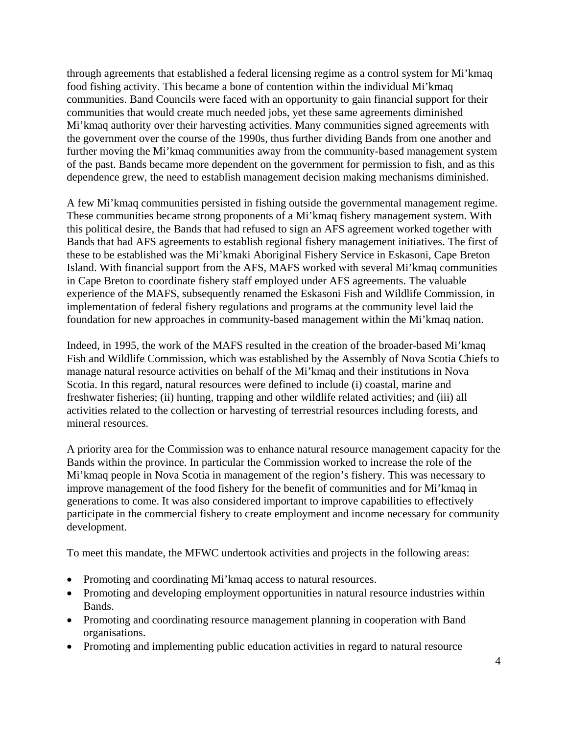through agreements that established a federal licensing regime as a control system for Mi'kmaq food fishing activity. This became a bone of contention within the individual Mi'kmaq communities. Band Councils were faced with an opportunity to gain financial support for their communities that would create much needed jobs, yet these same agreements diminished Mi'kmaq authority over their harvesting activities. Many communities signed agreements with the government over the course of the 1990s, thus further dividing Bands from one another and further moving the Mi'kmaq communities away from the community-based management system of the past. Bands became more dependent on the government for permission to fish, and as this dependence grew, the need to establish management decision making mechanisms diminished.

A few Mi'kmaq communities persisted in fishing outside the governmental management regime. These communities became strong proponents of a Mi'kmaq fishery management system. With this political desire, the Bands that had refused to sign an AFS agreement worked together with Bands that had AFS agreements to establish regional fishery management initiatives. The first of these to be established was the Mi'kmaki Aboriginal Fishery Service in Eskasoni, Cape Breton Island. With financial support from the AFS, MAFS worked with several Mi'kmaq communities in Cape Breton to coordinate fishery staff employed under AFS agreements. The valuable experience of the MAFS, subsequently renamed the Eskasoni Fish and Wildlife Commission, in implementation of federal fishery regulations and programs at the community level laid the foundation for new approaches in community-based management within the Mi'kmaq nation.

Indeed, in 1995, the work of the MAFS resulted in the creation of the broader-based Mi'kmaq Fish and Wildlife Commission, which was established by the Assembly of Nova Scotia Chiefs to manage natural resource activities on behalf of the Mi'kmaq and their institutions in Nova Scotia. In this regard, natural resources were defined to include (i) coastal, marine and freshwater fisheries; (ii) hunting, trapping and other wildlife related activities; and (iii) all activities related to the collection or harvesting of terrestrial resources including forests, and mineral resources.

A priority area for the Commission was to enhance natural resource management capacity for the Bands within the province. In particular the Commission worked to increase the role of the Mi'kmaq people in Nova Scotia in management of the region's fishery. This was necessary to improve management of the food fishery for the benefit of communities and for Mi'kmaq in generations to come. It was also considered important to improve capabilities to effectively participate in the commercial fishery to create employment and income necessary for community development.

To meet this mandate, the MFWC undertook activities and projects in the following areas:

- Promoting and coordinating Mi'kmaq access to natural resources.
- Promoting and developing employment opportunities in natural resource industries within Bands.
- Promoting and coordinating resource management planning in cooperation with Band organisations.
- Promoting and implementing public education activities in regard to natural resource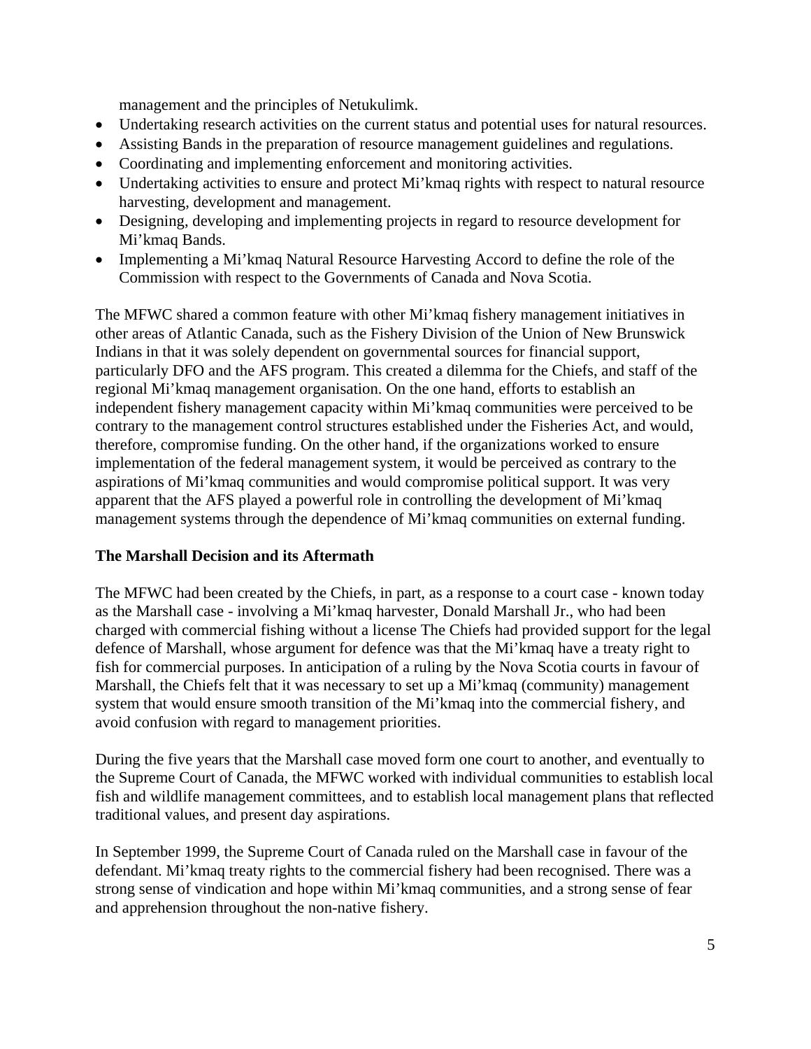management and the principles of Netukulimk.

- Undertaking research activities on the current status and potential uses for natural resources.
- Assisting Bands in the preparation of resource management guidelines and regulations.
- Coordinating and implementing enforcement and monitoring activities.
- Undertaking activities to ensure and protect Mi'kmaq rights with respect to natural resource harvesting, development and management.
- Designing, developing and implementing projects in regard to resource development for Mi'kmaq Bands.
- Implementing a Mi'kmaq Natural Resource Harvesting Accord to define the role of the Commission with respect to the Governments of Canada and Nova Scotia.

The MFWC shared a common feature with other Mi'kmaq fishery management initiatives in other areas of Atlantic Canada, such as the Fishery Division of the Union of New Brunswick Indians in that it was solely dependent on governmental sources for financial support, particularly DFO and the AFS program. This created a dilemma for the Chiefs, and staff of the regional Mi'kmaq management organisation. On the one hand, efforts to establish an independent fishery management capacity within Mi'kmaq communities were perceived to be contrary to the management control structures established under the Fisheries Act, and would, therefore, compromise funding. On the other hand, if the organizations worked to ensure implementation of the federal management system, it would be perceived as contrary to the aspirations of Mi'kmaq communities and would compromise political support. It was very apparent that the AFS played a powerful role in controlling the development of Mi'kmaq management systems through the dependence of Mi'kmaq communities on external funding.

## The Marshall Decision and its Aftermath

The MFWC had been created by the Chiefs, in part, as a response to a court case - known today as the Marshall case - involving a Mi'kmaq harvester, Donald Marshall Jr., who had been charged with commercial fishing without a license The Chiefs had provided support for the legal defence of Marshall, whose argument for defence was that the Mi'kmaq have a treaty right to fish for commercial purposes. In anticipation of a ruling by the Nova Scotia courts in favour of Marshall, the Chiefs felt that it was necessary to set up a Mi'kmaq (community) management system that would ensure smooth transition of the Mi'kmaq into the commercial fishery, and avoid confusion with regard to management priorities.

During the five years that the Marshall case moved form one court to another, and eventually to the Supreme Court of Canada, the MFWC worked with individual communities to establish local fish and wildlife management committees, and to establish local management plans that reflected traditional values, and present day aspirations.

In September 1999, the Supreme Court of Canada ruled on the Marshall case in favour of the defendant. Mi'kmaq treaty rights to the commercial fishery had been recognised. There was a strong sense of vindication and hope within Mi'kmaq communities, and a strong sense of fear and apprehension throughout the non-native fishery.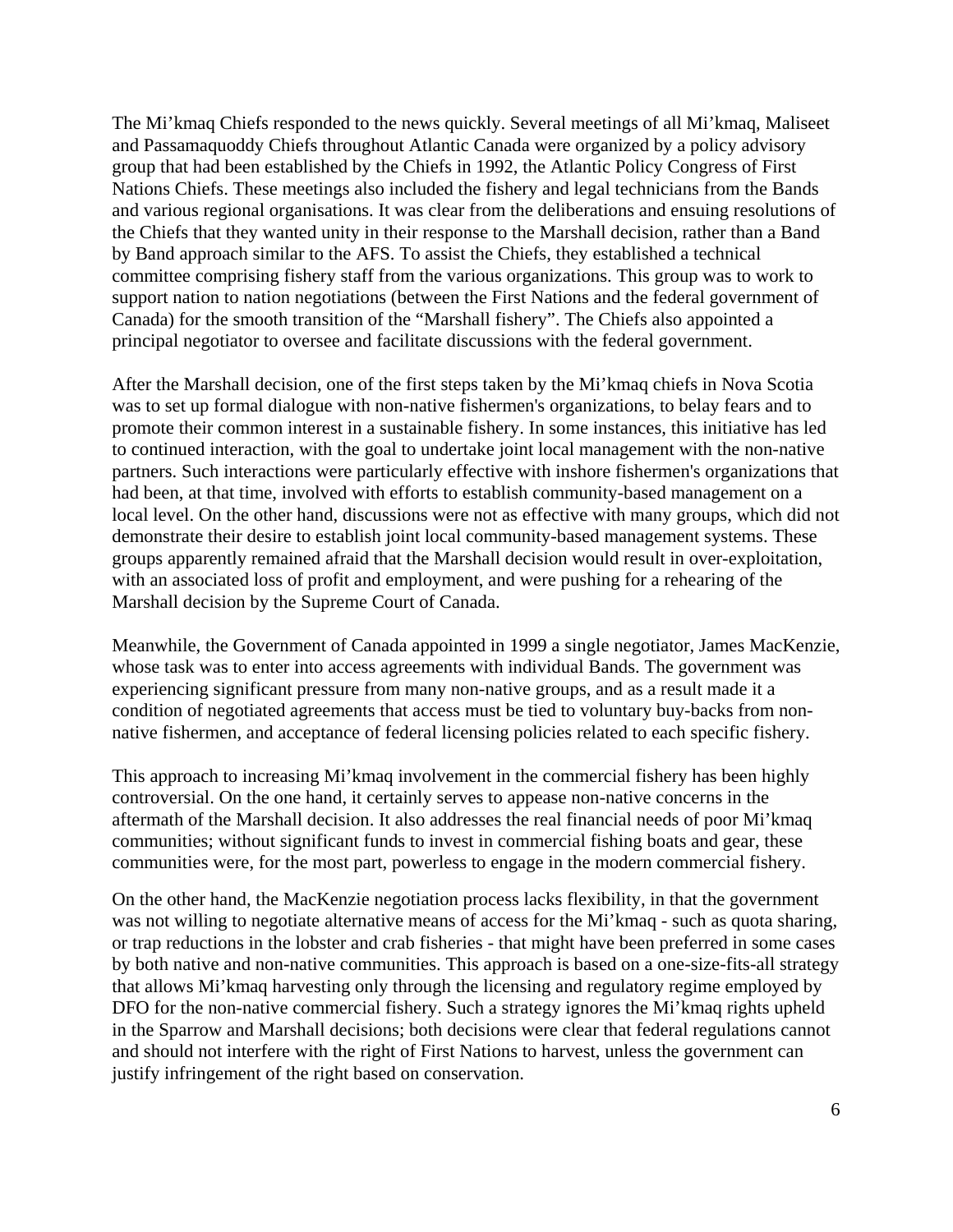The Mi'kmaq Chiefs responded to the news quickly. Several meetings of all Mi'kmaq, Maliseet and Passamaquoddy Chiefs throughout Atlantic Canada were organized by a policy advisory group that had been established by the Chiefs in 1992, the Atlantic Policy Congress of First Nations Chiefs. These meetings also included the fishery and legal technicians from the Bands and various regional organisations. It was clear from the deliberations and ensuing resolutions of the Chiefs that they wanted unity in their response to the Marshall decision, rather than a Band by Band approach similar to the AFS. To assist the Chiefs, they established a technical committee comprising fishery staff from the various organizations. This group was to work to support nation to nation negotiations (between the First Nations and the federal government of Canada) for the smooth transition of the "Marshall fishery". The Chiefs also appointed a principal negotiator to oversee and facilitate discussions with the federal government.

After the Marshall decision, one of the first steps taken by the Mi'kmaq chiefs in Nova Scotia was to set up formal dialogue with non-native fishermen's organizations, to belay fears and to promote their common interest in a sustainable fishery. In some instances, this initiative has led to continued interaction, with the goal to undertake joint local management with the non-native partners. Such interactions were particularly effective with inshore fishermen's organizations that had been, at that time, involved with efforts to establish community-based management on a local level. On the other hand, discussions were not as effective with many groups, which did not demonstrate their desire to establish joint local community-based management systems. These groups apparently remained afraid that the Marshall decision would result in over-exploitation, with an associated loss of profit and employment, and were pushing for a rehearing of the Marshall decision by the Supreme Court of Canada.

Meanwhile, the Government of Canada appointed in 1999 a single negotiator, James MacKenzie, whose task was to enter into access agreements with individual Bands. The government was experiencing significant pressure from many non-native groups, and as a result made it a condition of negotiated agreements that access must be tied to voluntary buy-backs from non-native fishermen, and acceptance of federal licensing policies related to each specific fishery.

This approach to increasing Mi'kmaq involvement in the commercial fishery has been highly controversial. On the one hand, it certainly serves to appease non-native concerns in the aftermath of the Marshall decision. It also addresses the real financial needs of poor Mi'kmaq communities; without significant funds to invest in commercial fishing boats and gear, these communities were, for the most part, powerless to engage in the modern commercial fishery.

On the other hand, the MacKenzie negotiation process lacks flexibility, in that the government was not willing to negotiate alternative means of access for the Mi'kmaq - such as quota sharing, or trap reductions in the lobster and crab fisheries - that might have been preferred in some cases by both native and non-native communities. This approach is based on a one-size-fits-all strategy that allows Mi'kmaq harvesting only through the licensing and regulatory regime employed by DFO for the non-native commercial fishery. Such a strategy ignores the Mi'kmaq rights upheld in the Sparrow and Marshall decisions; both decisions were clear that federal regulations cannot and should not interfere with the right of First Nations to harvest, unless the government can justify infringement of the right based on conservation.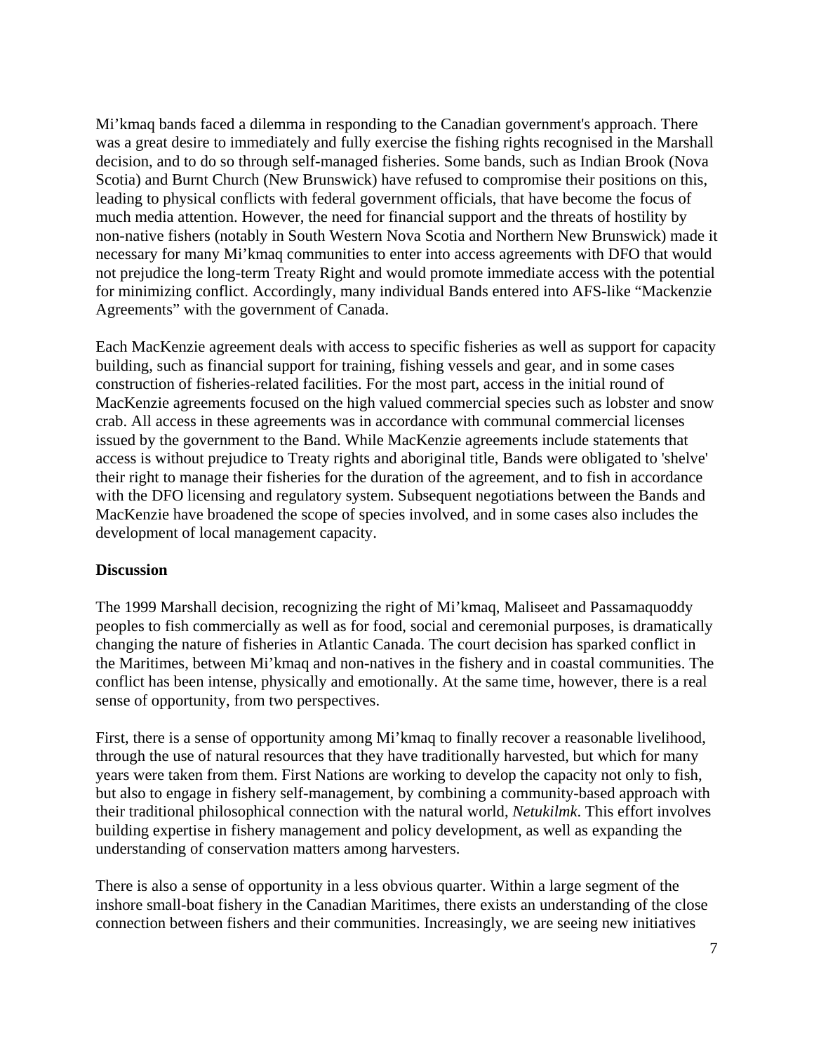Mi'kmaq bands faced a dilemma in responding to the Canadian government's approach. There was a great desire to immediately and fully exercise the fishing rights recognised in the Marshall decision, and to do so through self-managed fisheries. Some bands, such as Indian Brook (Nova Scotia) and Burnt Church (New Brunswick) have refused to compromise their positions on this, leading to physical conflicts with federal government officials, that have become the focus of much media attention. However, the need for financial support and the threats of hostility by non-native fishers (notably in South Western Nova Scotia and Northern New Brunswick) made it necessary for many Mi'kmaq communities to enter into access agreements with DFO that would not prejudice the long-term Treaty Right and would promote immediate access with the potential for minimizing conflict. Accordingly, many individual Bands entered into AFS-like "Mackenzie Agreements" with the government of Canada.

Each MacKenzie agreement deals with access to specific fisheries as well as support for capacity building, such as financial support for training, fishing vessels and gear, and in some cases construction of fisheries-related facilities. For the most part, access in the initial round of MacKenzie agreements focused on the high valued commercial species such as lobster and snow crab. All access in these agreements was in accordance with communal commercial licenses issued by the government to the Band. While MacKenzie agreements include statements that access is without prejudice to Treaty rights and aboriginal title, Bands were obligated to 'shelve' their right to manage their fisheries for the duration of the agreement, and to fish in accordance with the DFO licensing and regulatory system. Subsequent negotiations between the Bands and MacKenzie have broadened the scope of species involved, and in some cases also includes the development of local management capacity.

**Discussion**

The 1999 Marshall decision, recognizing the right of Mi'kmaq, Maliseet and Passamaquoddy peoples to fish commercially as well as for food, social and ceremonial purposes, is dramatically changing the nature of fisheries in Atlantic Canada. The court decision has sparked conflict in the Maritimes, between Mi'kmaq and non-natives in the fishery and in coastal communities. The conflict has been intense, physically and emotionally. At the same time, however, there is a real sense of opportunity, from two perspectives.

First, there is a sense of opportunity among Mi'kmaq to finally recover a reasonable livelihood, through the use of natural resources that they have traditionally harvested, but which for many years were taken from them. First Nations are working to develop the capacity not only to fish, but also to engage in fishery self-management, by combining a community-based approach with their traditional philosophical connection with the natural world, *Netukilmk*. This effort involves building expertise in fishery management and policy development, as well as expanding the understanding of conservation matters among harvesters.

There is also a sense of opportunity in a less obvious quarter. Within a large segment of the inshore small-boat fishery in the Canadian Maritimes, there exists an understanding of the close connection between fishers and their communities. Increasingly, we are seeing new initiatives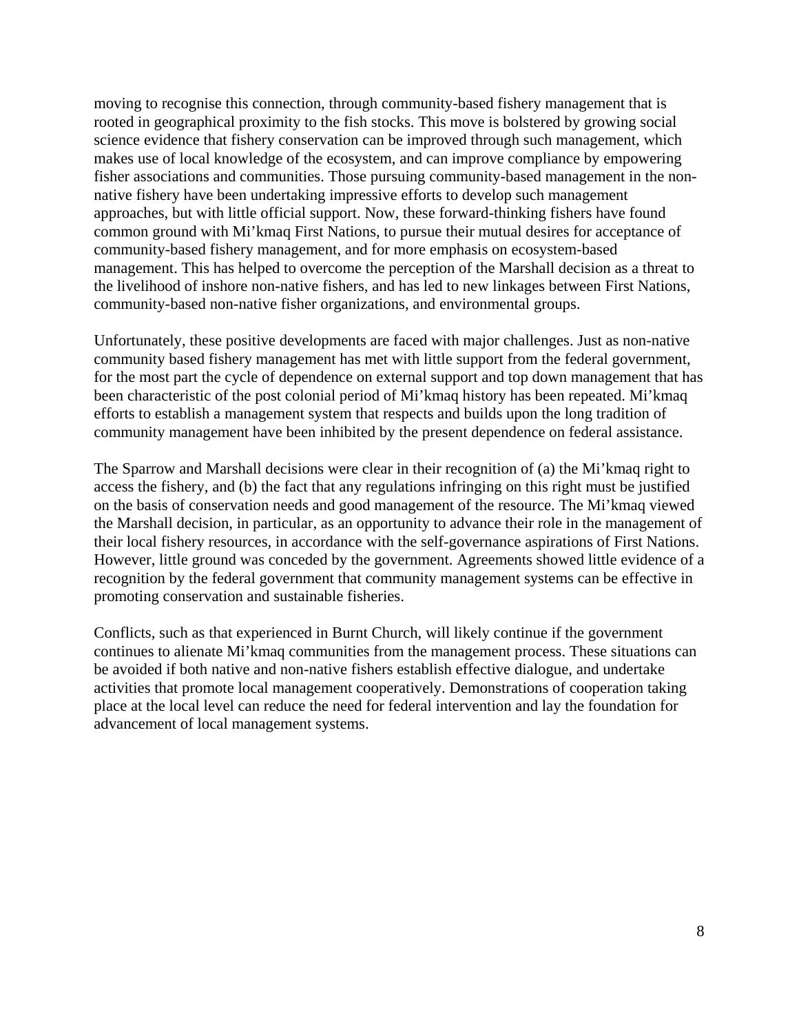moving to recognise this connection, through community-based fishery management that is rooted in geographical proximity to the fish stocks. This move is bolstered by growing social science evidence that fishery conservation can be improved through such management, which makes use of local knowledge of the ecosystem, and can improve compliance by empowering fisher associations and communities. Those pursuing community-based management in the non-native fishery have been undertaking impressive efforts to develop such management approaches, but with little official support. Now, these forward-thinking fishers have found common ground with Mi'kmaq First Nations, to pursue their mutual desires for acceptance of community-based fishery management, and for more emphasis on ecosystem-based management. This has helped to overcome the perception of the Marshall decision as a threat to the livelihood of inshore non-native fishers, and has led to new linkages between First Nations, community-based non-native fisher organizations, and environmental groups.

Unfortunately, these positive developments are faced with major challenges. Just as non-native community based fishery management has met with little support from the federal government, for the most part the cycle of dependence on external support and top down management that has been characteristic of the post colonial period of Mi'kmaq history has been repeated. Mi'kmaq efforts to establish a management system that respects and builds upon the long tradition of community management have been inhibited by the present dependence on federal assistance.

The Sparrow and Marshall decisions were clear in their recognition of (a) the Mi'kmaq right to access the fishery, and (b) the fact that any regulations infringing on this right must be justified on the basis of conservation needs and good management of the resource. The Mi'kmaq viewed the Marshall decision, in particular, as an opportunity to advance their role in the management of their local fishery resources, in accordance with the self-governance aspirations of First Nations. However, little ground was conceded by the government. Agreements showed little evidence of a recognition by the federal government that community management systems can be effective in promoting conservation and sustainable fisheries.

Conflicts, such as that experienced in Burnt Church, will likely continue if the government continues to alienate Mi'kmaq communities from the management process. These situations can be avoided if both native and non-native fishers establish effective dialogue, and undertake activities that promote local management cooperatively. Demonstrations of cooperation taking place at the local level can reduce the need for federal intervention and lay the foundation for advancement of local management systems.